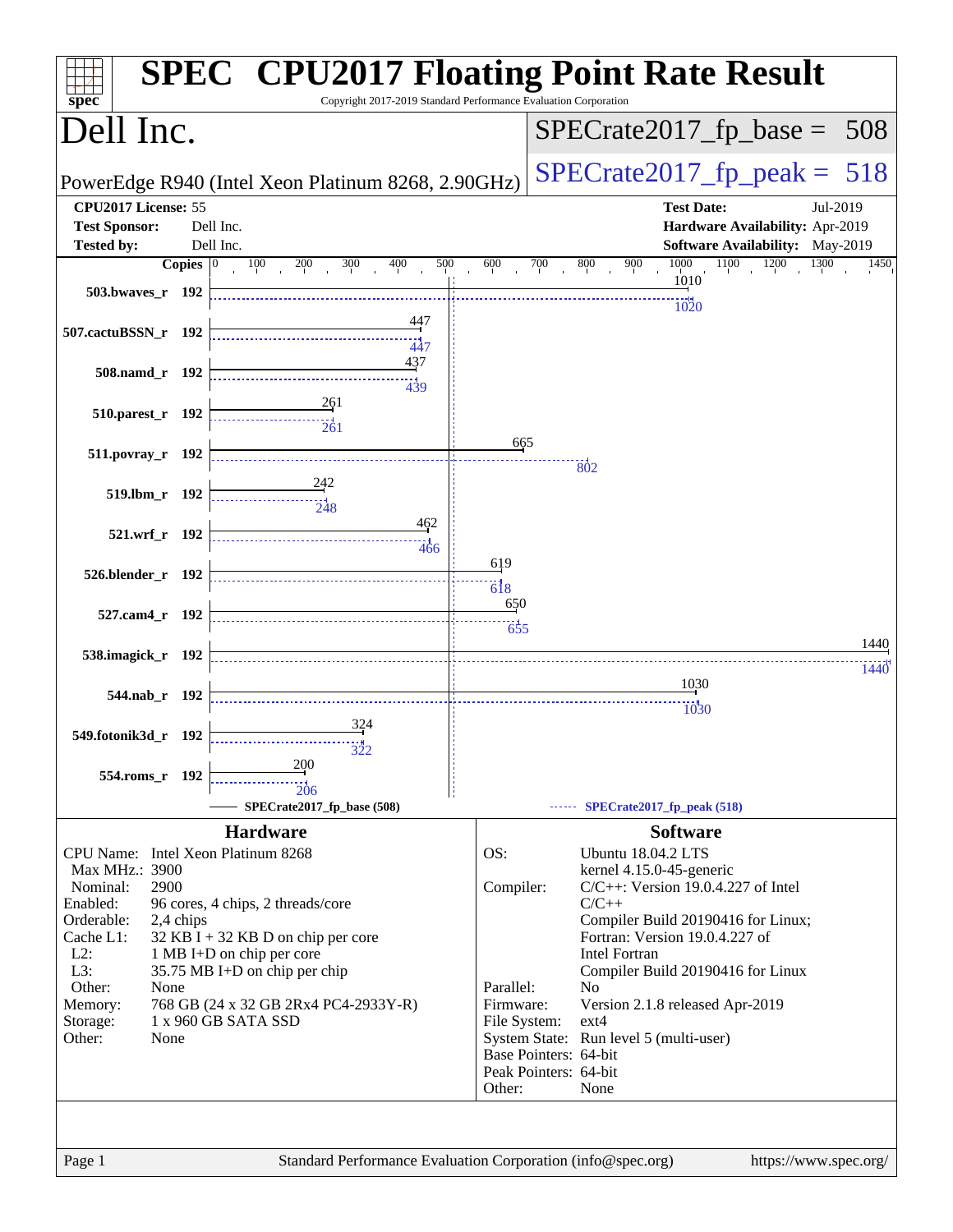# SPEC CPU2017 Floating Point Rate Result

Copyright 2017-2019 Standard Performance Evaluation Corporation

## Dell Inc.

PowerEdge R940 (Intel Xeon Platinum 8268, 2.90GHz)

SPECrate2017_fp_base = 508

SPECrate2017_fp_peak = 518

| | | | |
|---|---|---|---|
| **CPU2017 License:** | 55 | **Test Date:** | Jul-2019 |
| **Test Sponsor:** | Dell Inc. | **Hardware Availability:** | Apr-2019 |
| **Tested by:** | Dell Inc. | **Software Availability:** | May-2019 |

| Benchmark | Copies | Base | Peak |
|---|---|---|---|
| 503.bwaves_r | 192 | 1010 | 1020 |
| 507.cactuBSSN_r | 192 | 447 | 447 |
| 508.namd_r | 192 | 437 | 439 |
| 510.parest_r | 192 | 261 | 261 |
| 511.povray_r | 192 | 665 | 802 |
| 519.lbm_r | 192 | 242 | 248 |
| 521.wrf_r | 192 | 462 | 466 |
| 526.blender_r | 192 | 619 | 618 |
| 527.cam4_r | 192 | 650 | 655 |
| 538.imagick_r | 192 | 1440 | 1440 |
| 544.nab_r | 192 | 1030 | 1030 |
| 549.fotonik3d_r | 192 | 324 | 322 |
| 554.roms_r | 192 | 200 | 206 |

SPECrate2017_fp_base (508) — SPECrate2017_fp_peak (518)

### Hardware

| | |
|---|---|
| CPU Name: | Intel Xeon Platinum 8268 |
| Max MHz.: | 3900 |
| Nominal: | 2900 |
| Enabled: | 96 cores, 4 chips, 2 threads/core |
| Orderable: | 2,4 chips |
| Cache L1: | 32 KB I + 32 KB D on chip per core |
| L2: | 1 MB I+D on chip per core |
| L3: | 35.75 MB I+D on chip per chip |
| Other: | None |
| Memory: | 768 GB (24 x 32 GB 2Rx4 PC4-2933Y-R) |
| Storage: | 1 x 960 GB SATA SSD |
| Other: | None |

### Software

| | |
|---|---|
| OS: | Ubuntu 18.04.2 LTS<br>kernel 4.15.0-45-generic |
| Compiler: | C/C++: Version 19.0.4.227 of Intel C/C++<br>Compiler Build 20190416 for Linux;<br>Fortran: Version 19.0.4.227 of Intel Fortran<br>Compiler Build 20190416 for Linux |
| Parallel: | No |
| Firmware: | Version 2.1.8 released Apr-2019 |
| File System: | ext4 |
| System State: | Run level 5 (multi-user) |
| Base Pointers: | 64-bit |
| Peak Pointers: | 64-bit |
| Other: | None |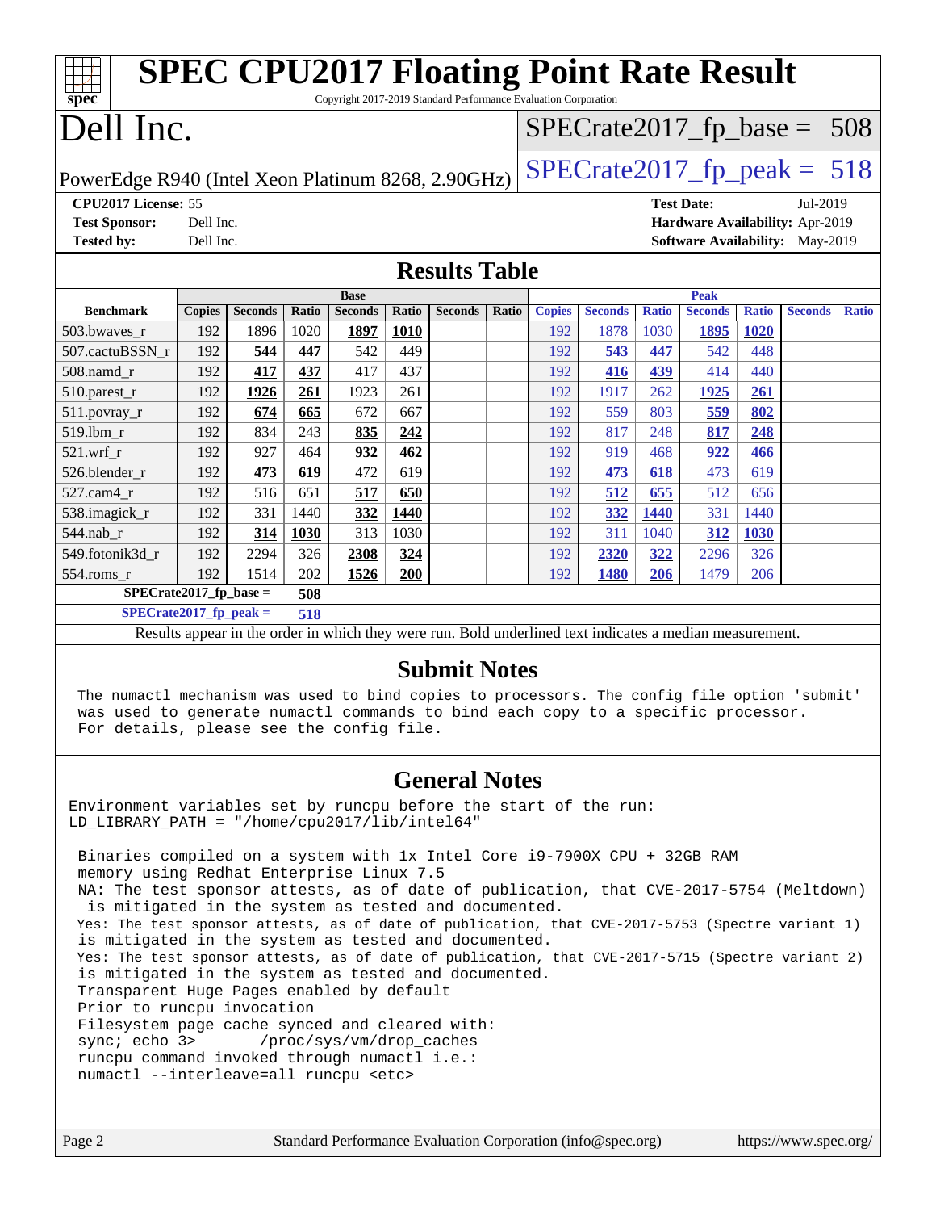# SPEC CPU2017 Floating Point Rate Result

Copyright 2017-2019 Standard Performance Evaluation Corporation

# Dell Inc.

PowerEdge R940 (Intel Xeon Platinum 8268, 2.90GHz)

SPECrate2017_fp_base = 508

SPECrate2017_fp_peak = 518

**CPU2017 License:** 55
**Test Sponsor:** Dell Inc.
**Tested by:** Dell Inc.

**Test Date:** Jul-2019
**Hardware Availability:** Apr-2019
**Software Availability:** May-2019

## Results Table

| Benchmark | Base | | | | | | | Peak | | | | | | |
|---|---|---|---|---|---|---|---|---|---|---|---|---|---|---|
| | Copies | Seconds | Ratio | Seconds | Ratio | Seconds | Ratio | Copies | Seconds | Ratio | Seconds | Ratio | Seconds | Ratio |
| 503.bwaves_r | 192 | 1896 | 1020 | **1897** | **1010** | | | 192 | 1878 | 1030 | **1895** | **1020** | | |
| 507.cactuBSSN_r | 192 | **544** | **447** | 542 | 449 | | | 192 | **543** | **447** | 542 | 448 | | |
| 508.namd_r | 192 | **417** | **437** | 417 | 437 | | | 192 | **416** | **439** | 414 | 440 | | |
| 510.parest_r | 192 | **1926** | **261** | 1923 | 261 | | | 192 | 1917 | 262 | **1925** | **261** | | |
| 511.povray_r | 192 | **674** | **665** | 672 | 667 | | | 192 | 559 | 803 | **559** | **802** | | |
| 519.lbm_r | 192 | 834 | 243 | **835** | **242** | | | 192 | 817 | 248 | **817** | **248** | | |
| 521.wrf_r | 192 | 927 | 464 | **932** | **462** | | | 192 | 919 | 468 | **922** | **466** | | |
| 526.blender_r | 192 | **473** | **619** | 472 | 619 | | | 192 | **473** | **618** | 473 | 619 | | |
| 527.cam4_r | 192 | 516 | 651 | **517** | **650** | | | 192 | **512** | **655** | 512 | 656 | | |
| 538.imagick_r | 192 | 331 | 1440 | **332** | **1440** | | | 192 | **332** | **1440** | 331 | 1440 | | |
| 544.nab_r | 192 | **314** | **1030** | 313 | 1030 | | | 192 | 311 | 1040 | **312** | **1030** | | |
| 549.fotonik3d_r | 192 | 2294 | 326 | **2308** | **324** | | | 192 | **2320** | **322** | 2296 | 326 | | |
| 554.roms_r | 192 | 1514 | 202 | **1526** | **200** | | | 192 | **1480** | **206** | 1479 | 206 | | |

**SPECrate2017_fp_base = 508**

**SPECrate2017_fp_peak = 518**

Results appear in the order in which they were run. Bold underlined text indicates a median measurement.

## Submit Notes

```
The numactl mechanism was used to bind copies to processors. The config file option 'submit'
was used to generate numactl commands to bind each copy to a specific processor.
For details, please see the config file.
```

## General Notes

```
Environment variables set by runcpu before the start of the run:
LD_LIBRARY_PATH = "/home/cpu2017/lib/intel64"

 Binaries compiled on a system with 1x Intel Core i9-7900X CPU + 32GB RAM
 memory using Redhat Enterprise Linux 7.5
 NA: The test sponsor attests, as of date of publication, that CVE-2017-5754 (Meltdown)
  is mitigated in the system as tested and documented.
 Yes: The test sponsor attests, as of date of publication, that CVE-2017-5753 (Spectre variant 1)
 is mitigated in the system as tested and documented.
 Yes: The test sponsor attests, as of date of publication, that CVE-2017-5715 (Spectre variant 2)
 is mitigated in the system as tested and documented.
 Transparent Huge Pages enabled by default
 Prior to runcpu invocation
 Filesystem page cache synced and cleared with:
 sync; echo 3>       /proc/sys/vm/drop_caches
 runcpu command invoked through numactl i.e.:
 numactl --interleave=all runcpu <etc>
```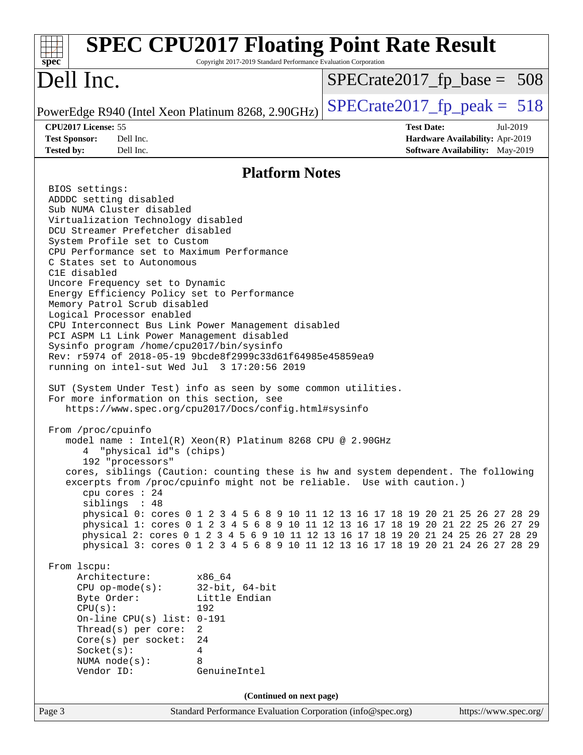# SPEC CPU2017 Floating Point Rate Result

Copyright 2017-2019 Standard Performance Evaluation Corporation

## Dell Inc.

PowerEdge R940 (Intel Xeon Platinum 8268, 2.90GHz)

SPECrate2017_fp_base = 508

SPECrate2017_fp_peak = 518

**CPU2017 License:** 55
**Test Sponsor:** Dell Inc.
**Tested by:** Dell Inc.

**Test Date:** Jul-2019
**Hardware Availability:** Apr-2019
**Software Availability:** May-2019

## Platform Notes

```
BIOS settings:
ADDDC setting disabled
Sub NUMA Cluster disabled
Virtualization Technology disabled
DCU Streamer Prefetcher disabled
System Profile set to Custom
CPU Performance set to Maximum Performance
C States set to Autonomous
C1E disabled
Uncore Frequency set to Dynamic
Energy Efficiency Policy set to Performance
Memory Patrol Scrub disabled
Logical Processor enabled
CPU Interconnect Bus Link Power Management disabled
PCI ASPM L1 Link Power Management disabled
Sysinfo program /home/cpu2017/bin/sysinfo
Rev: r5974 of 2018-05-19 9bcde8f2999c33d61f64985e45859ea9
running on intel-sut Wed Jul  3 17:20:56 2019

SUT (System Under Test) info as seen by some common utilities.
For more information on this section, see
   https://www.spec.org/cpu2017/Docs/config.html#sysinfo

From /proc/cpuinfo
   model name : Intel(R) Xeon(R) Platinum 8268 CPU @ 2.90GHz
      4  "physical id"s (chips)
      192 "processors"
   cores, siblings (Caution: counting these is hw and system dependent. The following
   excerpts from /proc/cpuinfo might not be reliable.  Use with caution.)
      cpu cores : 24
      siblings  : 48
      physical 0: cores 0 1 2 3 4 5 6 8 9 10 11 12 13 16 17 18 19 20 21 25 26 27 28 29
      physical 1: cores 0 1 2 3 4 5 6 8 9 10 11 12 13 16 17 18 19 20 21 22 25 26 27 29
      physical 2: cores 0 1 2 3 4 5 6 9 10 11 12 13 16 17 18 19 20 21 24 25 26 27 28 29
      physical 3: cores 0 1 2 3 4 5 6 8 9 10 11 12 13 16 17 18 19 20 21 24 26 27 28 29

From lscpu:
     Architecture:        x86_64
     CPU op-mode(s):      32-bit, 64-bit
     Byte Order:          Little Endian
     CPU(s):              192
     On-line CPU(s) list: 0-191
     Thread(s) per core:  2
     Core(s) per socket:  24
     Socket(s):           4
     NUMA node(s):        8
     Vendor ID:           GenuineIntel
```

**(Continued on next page)**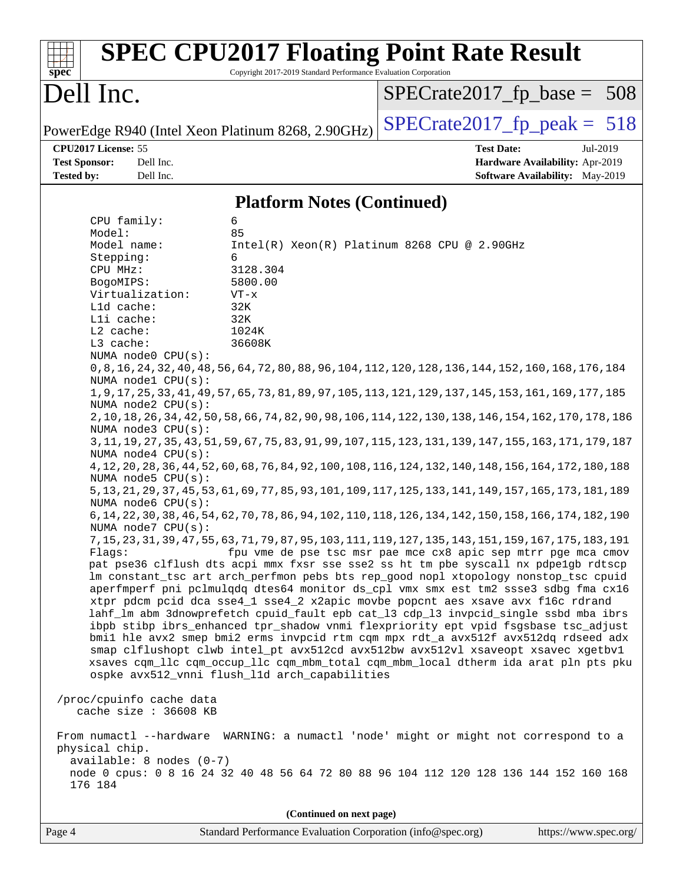## Platform Notes (Continued)

```
    CPU family:          6
    Model:               85
    Model name:          Intel(R) Xeon(R) Platinum 8268 CPU @ 2.90GHz
    Stepping:            6
    CPU MHz:             3128.304
    BogoMIPS:            5800.00
    Virtualization:      VT-x
    L1d cache:           32K
    L1i cache:           32K
    L2 cache:            1024K
    L3 cache:            36608K
    NUMA node0 CPU(s):
    0,8,16,24,32,40,48,56,64,72,80,88,96,104,112,120,128,136,144,152,160,168,176,184
    NUMA node1 CPU(s):
    1,9,17,25,33,41,49,57,65,73,81,89,97,105,113,121,129,137,145,153,161,169,177,185
    NUMA node2 CPU(s):
    2,10,18,26,34,42,50,58,66,74,82,90,98,106,114,122,130,138,146,154,162,170,178,186
    NUMA node3 CPU(s):
    3,11,19,27,35,43,51,59,67,75,83,91,99,107,115,123,131,139,147,155,163,171,179,187
    NUMA node4 CPU(s):
    4,12,20,28,36,44,52,60,68,76,84,92,100,108,116,124,132,140,148,156,164,172,180,188
    NUMA node5 CPU(s):
    5,13,21,29,37,45,53,61,69,77,85,93,101,109,117,125,133,141,149,157,165,173,181,189
    NUMA node6 CPU(s):
    6,14,22,30,38,46,54,62,70,78,86,94,102,110,118,126,134,142,150,158,166,174,182,190
    NUMA node7 CPU(s):
    7,15,23,31,39,47,55,63,71,79,87,95,103,111,119,127,135,143,151,159,167,175,183,191
    Flags:               fpu vme de pse tsc msr pae mce cx8 apic sep mtrr pge mca cmov
    pat pse36 clflush dts acpi mmx fxsr sse sse2 ss ht tm pbe syscall nx pdpe1gb rdtscp
    lm constant_tsc art arch_perfmon pebs bts rep_good nopl xtopology nonstop_tsc cpuid
    aperfmperf pni pclmulqdq dtes64 monitor ds_cpl vmx smx est tm2 ssse3 sdbg fma cx16
    xtpr pdcm pcid dca sse4_1 sse4_2 x2apic movbe popcnt aes xsave avx f16c rdrand
    lahf_lm abm 3dnowprefetch cpuid_fault epb cat_l3 cdp_l3 invpcid_single ssbd mba ibrs
    ibpb stibp ibrs_enhanced tpr_shadow vnmi flexpriority ept vpid fsgsbase tsc_adjust
    bmi1 hle avx2 smep bmi2 erms invpcid rtm cqm mpx rdt_a avx512f avx512dq rdseed adx
    smap clflushopt clwb intel_pt avx512cd avx512bw avx512vl xsaveopt xsavec xgetbv1
    xsaves cqm_llc cqm_occup_llc cqm_mbm_total cqm_mbm_local dtherm ida arat pln pts pku
    ospke avx512_vnni flush_l1d arch_capabilities

 /proc/cpuinfo cache data
    cache size : 36608 KB

 From numactl --hardware  WARNING: a numactl 'node' might or might not correspond to a
 physical chip.
   available: 8 nodes (0-7)
   node 0 cpus: 0 8 16 24 32 40 48 56 64 72 80 88 96 104 112 120 128 136 144 152 160 168
   176 184
```

(Continued on next page)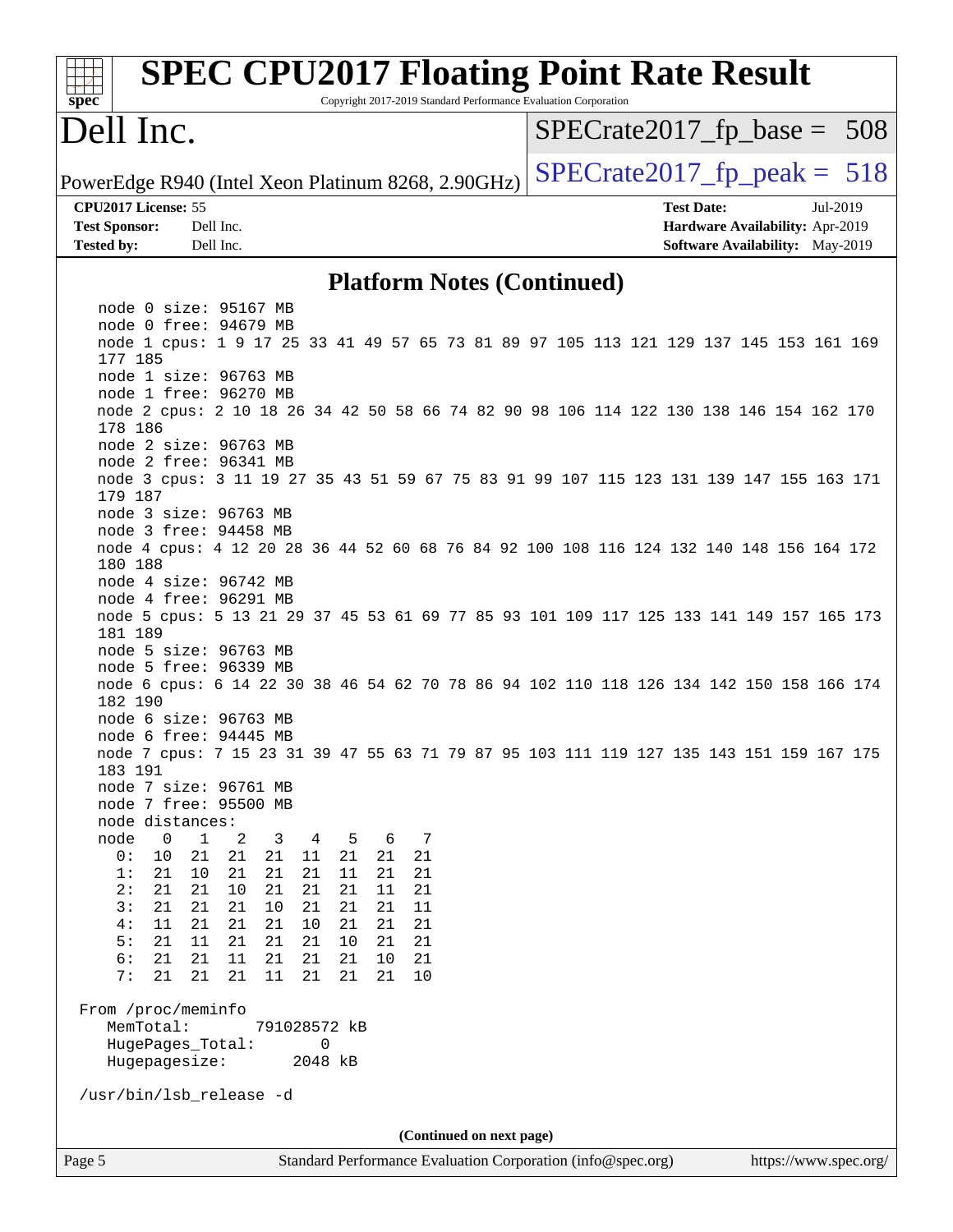## Platform Notes (Continued)

```
    node 0 size: 95167 MB
    node 0 free: 94679 MB
    node 1 cpus: 1 9 17 25 33 41 49 57 65 73 81 89 97 105 113 121 129 137 145 153 161 169
    177 185
    node 1 size: 96763 MB
    node 1 free: 96270 MB
    node 2 cpus: 2 10 18 26 34 42 50 58 66 74 82 90 98 106 114 122 130 138 146 154 162 170
    178 186
    node 2 size: 96763 MB
    node 2 free: 96341 MB
    node 3 cpus: 3 11 19 27 35 43 51 59 67 75 83 91 99 107 115 123 131 139 147 155 163 171
    179 187
    node 3 size: 96763 MB
    node 3 free: 94458 MB
    node 4 cpus: 4 12 20 28 36 44 52 60 68 76 84 92 100 108 116 124 132 140 148 156 164 172
    180 188
    node 4 size: 96742 MB
    node 4 free: 96291 MB
    node 5 cpus: 5 13 21 29 37 45 53 61 69 77 85 93 101 109 117 125 133 141 149 157 165 173
    181 189
    node 5 size: 96763 MB
    node 5 free: 96339 MB
    node 6 cpus: 6 14 22 30 38 46 54 62 70 78 86 94 102 110 118 126 134 142 150 158 166 174
    182 190
    node 6 size: 96763 MB
    node 6 free: 94445 MB
    node 7 cpus: 7 15 23 31 39 47 55 63 71 79 87 95 103 111 119 127 135 143 151 159 167 175
    183 191
    node 7 size: 96761 MB
    node 7 free: 95500 MB
    node distances:
    node   0   1   2   3   4   5   6   7
      0:  10  21  21  21  11  21  21  21
      1:  21  10  21  21  21  11  21  21
      2:  21  21  10  21  21  21  11  21
      3:  21  21  21  10  21  21  21  11
      4:  11  21  21  21  10  21  21  21
      5:  21  11  21  21  21  10  21  21
      6:  21  21  11  21  21  21  10  21
      7:  21  21  21  11  21  21  21  10

  From /proc/meminfo
     MemTotal:       791028572 kB
     HugePages_Total:       0
     Hugepagesize:       2048 kB

  /usr/bin/lsb_release -d
```

(Continued on next page)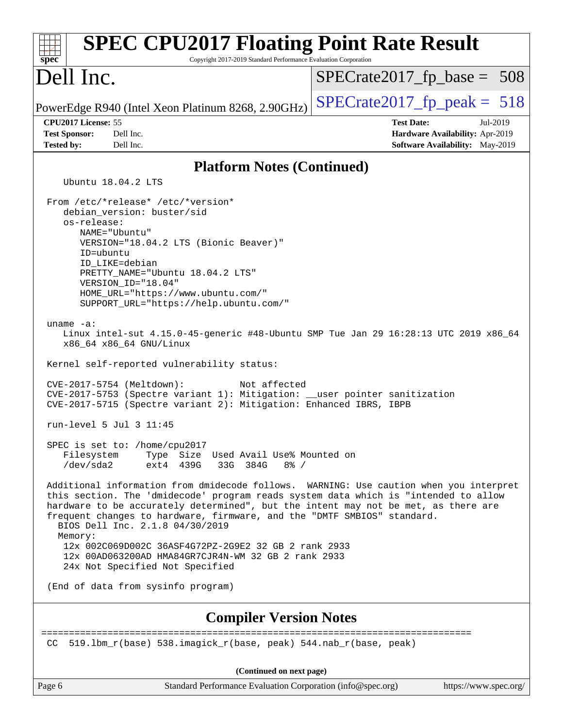## Platform Notes (Continued)

```
   Ubuntu 18.04.2 LTS

From /etc/*release* /etc/*version*
   debian_version: buster/sid
   os-release:
      NAME="Ubuntu"
      VERSION="18.04.2 LTS (Bionic Beaver)"
      ID=ubuntu
      ID_LIKE=debian
      PRETTY_NAME="Ubuntu 18.04.2 LTS"
      VERSION_ID="18.04"
      HOME_URL="https://www.ubuntu.com/"
      SUPPORT_URL="https://help.ubuntu.com/"

uname -a:
   Linux intel-sut 4.15.0-45-generic #48-Ubuntu SMP Tue Jan 29 16:28:13 UTC 2019 x86_64
   x86_64 x86_64 GNU/Linux

Kernel self-reported vulnerability status:

CVE-2017-5754 (Meltdown):          Not affected
CVE-2017-5753 (Spectre variant 1): Mitigation: __user pointer sanitization
CVE-2017-5715 (Spectre variant 2): Mitigation: Enhanced IBRS, IBPB

run-level 5 Jul 3 11:45

SPEC is set to: /home/cpu2017
   Filesystem     Type  Size  Used Avail Use% Mounted on
   /dev/sda2      ext4  439G   33G  384G   8% /

Additional information from dmidecode follows.  WARNING: Use caution when you interpret
this section. The 'dmidecode' program reads system data which is "intended to allow
hardware to be accurately determined", but the intent may not be met, as there are
frequent changes to hardware, firmware, and the "DMTF SMBIOS" standard.
  BIOS Dell Inc. 2.1.8 04/30/2019
  Memory:
   12x 002C069D002C 36ASF4G72PZ-2G9E2 32 GB 2 rank 2933
   12x 00AD063200AD HMA84GR7CJR4N-WM 32 GB 2 rank 2933
   24x Not Specified Not Specified

(End of data from sysinfo program)
```

## Compiler Version Notes

```
==============================================================================
CC  519.lbm_r(base) 538.imagick_r(base, peak) 544.nab_r(base, peak)
```

(Continued on next page)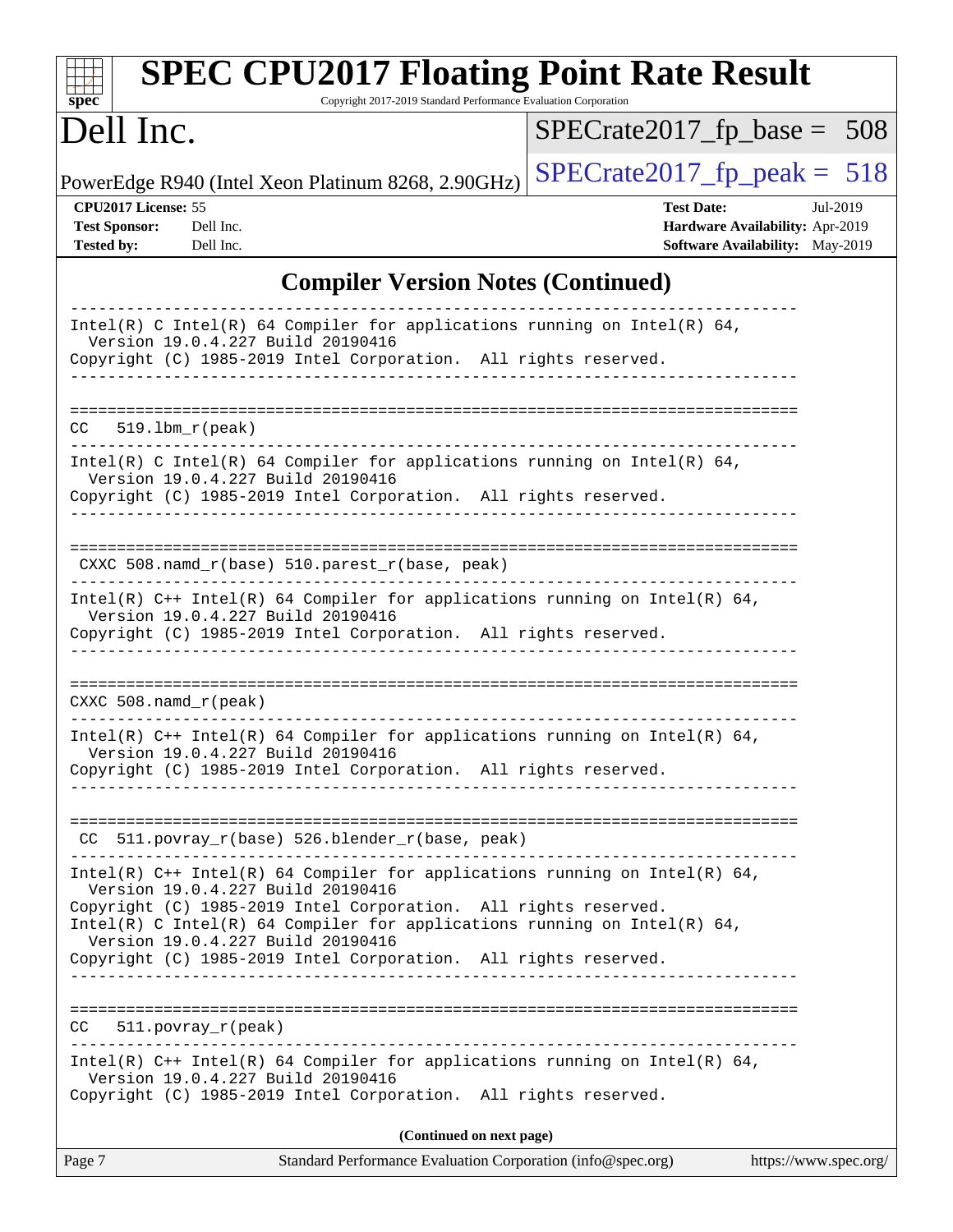# SPEC CPU2017 Floating Point Rate Result

Copyright 2017-2019 Standard Performance Evaluation Corporation

## Dell Inc.

PowerEdge R940 (Intel Xeon Platinum 8268, 2.90GHz)

SPECrate2017_fp_base = 508

SPECrate2017_fp_peak = 518

**CPU2017 License:** 55
**Test Sponsor:** Dell Inc.
**Tested by:** Dell Inc.

**Test Date:** Jul-2019
**Hardware Availability:** Apr-2019
**Software Availability:** May-2019

## Compiler Version Notes (Continued)

```
------------------------------------------------------------------------------
Intel(R) C Intel(R) 64 Compiler for applications running on Intel(R) 64,
  Version 19.0.4.227 Build 20190416
Copyright (C) 1985-2019 Intel Corporation.  All rights reserved.
------------------------------------------------------------------------------

==============================================================================
CC   519.lbm_r(peak)
------------------------------------------------------------------------------
Intel(R) C Intel(R) 64 Compiler for applications running on Intel(R) 64,
  Version 19.0.4.227 Build 20190416
Copyright (C) 1985-2019 Intel Corporation.  All rights reserved.
------------------------------------------------------------------------------

==============================================================================
 CXXC 508.namd_r(base) 510.parest_r(base, peak)
------------------------------------------------------------------------------
Intel(R) C++ Intel(R) 64 Compiler for applications running on Intel(R) 64,
  Version 19.0.4.227 Build 20190416
Copyright (C) 1985-2019 Intel Corporation.  All rights reserved.
------------------------------------------------------------------------------

==============================================================================
CXXC 508.namd_r(peak)
------------------------------------------------------------------------------
Intel(R) C++ Intel(R) 64 Compiler for applications running on Intel(R) 64,
  Version 19.0.4.227 Build 20190416
Copyright (C) 1985-2019 Intel Corporation.  All rights reserved.
------------------------------------------------------------------------------

==============================================================================
 CC  511.povray_r(base) 526.blender_r(base, peak)
------------------------------------------------------------------------------
Intel(R) C++ Intel(R) 64 Compiler for applications running on Intel(R) 64,
  Version 19.0.4.227 Build 20190416
Copyright (C) 1985-2019 Intel Corporation.  All rights reserved.
Intel(R) C Intel(R) 64 Compiler for applications running on Intel(R) 64,
  Version 19.0.4.227 Build 20190416
Copyright (C) 1985-2019 Intel Corporation.  All rights reserved.
------------------------------------------------------------------------------

==============================================================================
CC   511.povray_r(peak)
------------------------------------------------------------------------------
Intel(R) C++ Intel(R) 64 Compiler for applications running on Intel(R) 64,
  Version 19.0.4.227 Build 20190416
Copyright (C) 1985-2019 Intel Corporation.  All rights reserved.
```

**(Continued on next page)**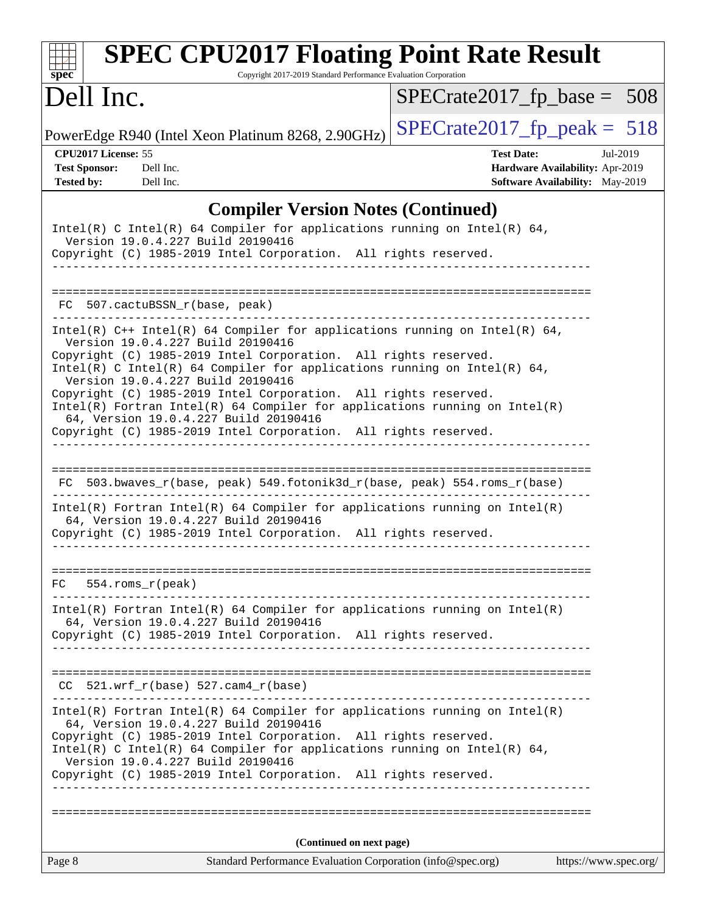# SPEC CPU2017 Floating Point Rate Result

Copyright 2017-2019 Standard Performance Evaluation Corporation

**Dell Inc.**

PowerEdge R940 (Intel Xeon Platinum 8268, 2.90GHz)

SPECrate2017_fp_base = 508

SPECrate2017_fp_peak = 518

**CPU2017 License:** 55
**Test Sponsor:** Dell Inc.
**Tested by:** Dell Inc.

**Test Date:** Jul-2019
**Hardware Availability:** Apr-2019
**Software Availability:** May-2019

## Compiler Version Notes (Continued)

```
Intel(R) C Intel(R) 64 Compiler for applications running on Intel(R) 64,
  Version 19.0.4.227 Build 20190416
Copyright (C) 1985-2019 Intel Corporation.  All rights reserved.
------------------------------------------------------------------------------

==============================================================================
 FC  507.cactuBSSN_r(base, peak)
------------------------------------------------------------------------------
Intel(R) C++ Intel(R) 64 Compiler for applications running on Intel(R) 64,
  Version 19.0.4.227 Build 20190416
Copyright (C) 1985-2019 Intel Corporation.  All rights reserved.
Intel(R) C Intel(R) 64 Compiler for applications running on Intel(R) 64,
  Version 19.0.4.227 Build 20190416
Copyright (C) 1985-2019 Intel Corporation.  All rights reserved.
Intel(R) Fortran Intel(R) 64 Compiler for applications running on Intel(R)
  64, Version 19.0.4.227 Build 20190416
Copyright (C) 1985-2019 Intel Corporation.  All rights reserved.
------------------------------------------------------------------------------

==============================================================================
 FC  503.bwaves_r(base, peak) 549.fotonik3d_r(base, peak) 554.roms_r(base)
------------------------------------------------------------------------------
Intel(R) Fortran Intel(R) 64 Compiler for applications running on Intel(R)
  64, Version 19.0.4.227 Build 20190416
Copyright (C) 1985-2019 Intel Corporation.  All rights reserved.
------------------------------------------------------------------------------

==============================================================================
FC   554.roms_r(peak)
------------------------------------------------------------------------------
Intel(R) Fortran Intel(R) 64 Compiler for applications running on Intel(R)
  64, Version 19.0.4.227 Build 20190416
Copyright (C) 1985-2019 Intel Corporation.  All rights reserved.
------------------------------------------------------------------------------

==============================================================================
 CC  521.wrf_r(base) 527.cam4_r(base)
------------------------------------------------------------------------------
Intel(R) Fortran Intel(R) 64 Compiler for applications running on Intel(R)
  64, Version 19.0.4.227 Build 20190416
Copyright (C) 1985-2019 Intel Corporation.  All rights reserved.
Intel(R) C Intel(R) 64 Compiler for applications running on Intel(R) 64,
  Version 19.0.4.227 Build 20190416
Copyright (C) 1985-2019 Intel Corporation.  All rights reserved.
------------------------------------------------------------------------------

==============================================================================
```

**(Continued on next page)**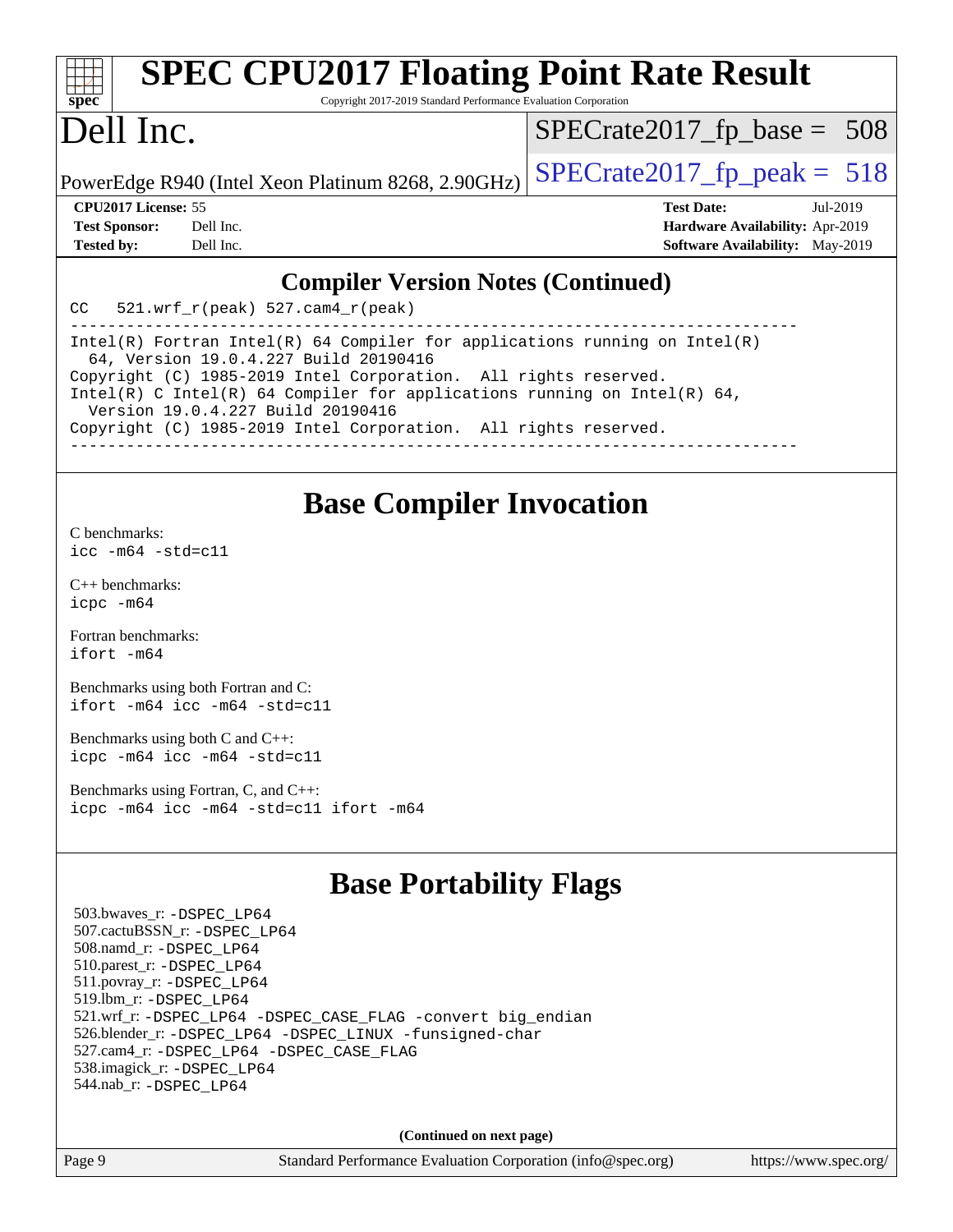# SPEC CPU2017 Floating Point Rate Result

Copyright 2017-2019 Standard Performance Evaluation Corporation

# Dell Inc.

PowerEdge R940 (Intel Xeon Platinum 8268, 2.90GHz)

SPECrate2017_fp_base = 508

SPECrate2017_fp_peak = 518

**CPU2017 License:** 55
**Test Sponsor:** Dell Inc.
**Tested by:** Dell Inc.

**Test Date:** Jul-2019
**Hardware Availability:** Apr-2019
**Software Availability:** May-2019

## Compiler Version Notes (Continued)

```
CC   521.wrf_r(peak) 527.cam4_r(peak)
------------------------------------------------------------------------------
Intel(R) Fortran Intel(R) 64 Compiler for applications running on Intel(R)
  64, Version 19.0.4.227 Build 20190416
Copyright (C) 1985-2019 Intel Corporation.  All rights reserved.
Intel(R) C Intel(R) 64 Compiler for applications running on Intel(R) 64,
  Version 19.0.4.227 Build 20190416
Copyright (C) 1985-2019 Intel Corporation.  All rights reserved.
------------------------------------------------------------------------------
```

## Base Compiler Invocation

C benchmarks:
`icc -m64 -std=c11`

C++ benchmarks:
`icpc -m64`

Fortran benchmarks:
`ifort -m64`

Benchmarks using both Fortran and C:
`ifort -m64 icc -m64 -std=c11`

Benchmarks using both C and C++:
`icpc -m64 icc -m64 -std=c11`

Benchmarks using Fortran, C, and C++:
`icpc -m64 icc -m64 -std=c11 ifort -m64`

## Base Portability Flags

503.bwaves_r: -DSPEC_LP64
507.cactuBSSN_r: -DSPEC_LP64
508.namd_r: -DSPEC_LP64
510.parest_r: -DSPEC_LP64
511.povray_r: -DSPEC_LP64
519.lbm_r: -DSPEC_LP64
521.wrf_r: -DSPEC_LP64 -DSPEC_CASE_FLAG -convert big_endian
526.blender_r: -DSPEC_LP64 -DSPEC_LINUX -funsigned-char
527.cam4_r: -DSPEC_LP64 -DSPEC_CASE_FLAG
538.imagick_r: -DSPEC_LP64
544.nab_r: -DSPEC_LP64

**(Continued on next page)**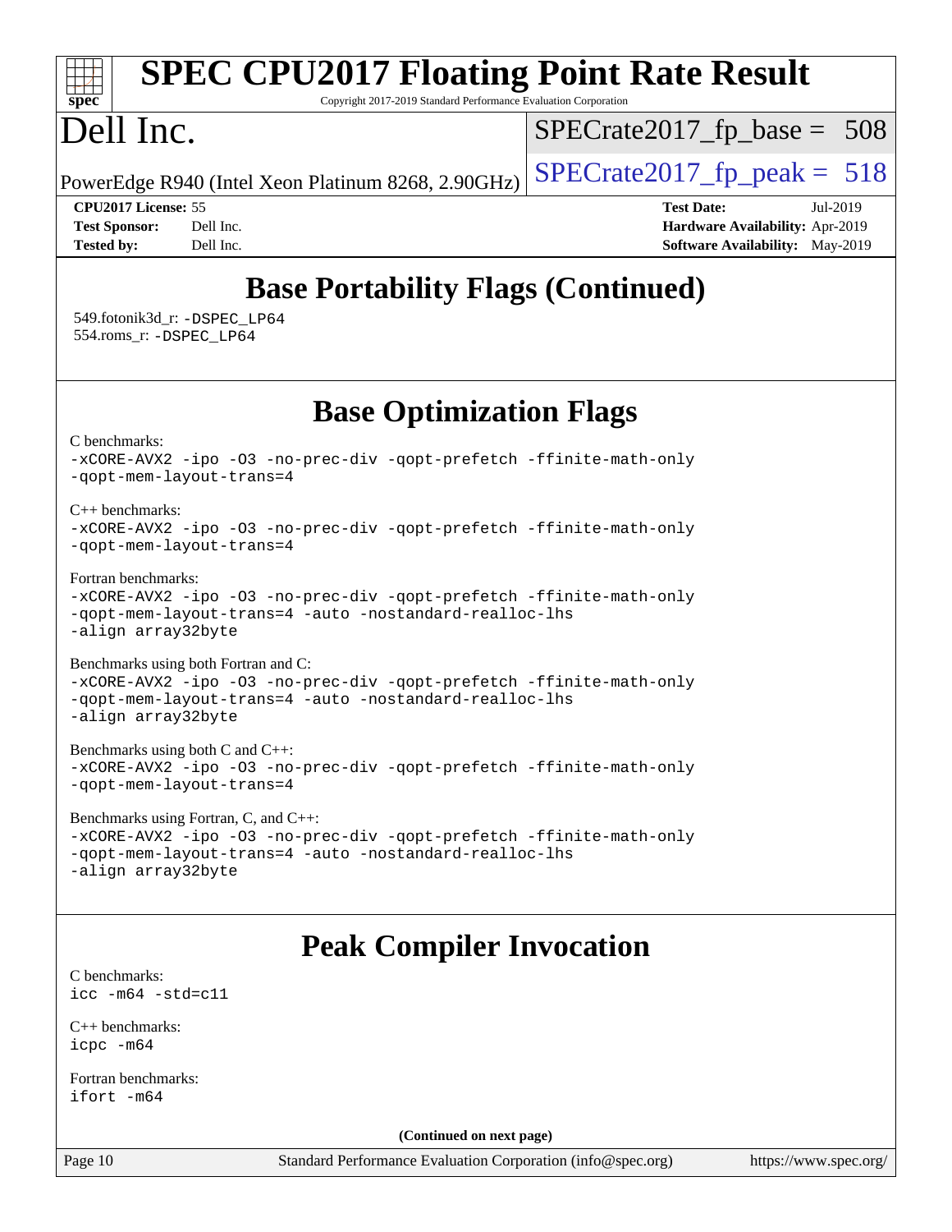## Base Portability Flags (Continued)

549.fotonik3d_r: `-DSPEC_LP64`
554.roms_r: `-DSPEC_LP64`

## Base Optimization Flags

C benchmarks:
```
-xCORE-AVX2 -ipo -O3 -no-prec-div -qopt-prefetch -ffinite-math-only
-qopt-mem-layout-trans=4
```

C++ benchmarks:
```
-xCORE-AVX2 -ipo -O3 -no-prec-div -qopt-prefetch -ffinite-math-only
-qopt-mem-layout-trans=4
```

Fortran benchmarks:
```
-xCORE-AVX2 -ipo -O3 -no-prec-div -qopt-prefetch -ffinite-math-only
-qopt-mem-layout-trans=4 -auto -nostandard-realloc-lhs
-align array32byte
```

Benchmarks using both Fortran and C:
```
-xCORE-AVX2 -ipo -O3 -no-prec-div -qopt-prefetch -ffinite-math-only
-qopt-mem-layout-trans=4 -auto -nostandard-realloc-lhs
-align array32byte
```

Benchmarks using both C and C++:
```
-xCORE-AVX2 -ipo -O3 -no-prec-div -qopt-prefetch -ffinite-math-only
-qopt-mem-layout-trans=4
```

Benchmarks using Fortran, C, and C++:
```
-xCORE-AVX2 -ipo -O3 -no-prec-div -qopt-prefetch -ffinite-math-only
-qopt-mem-layout-trans=4 -auto -nostandard-realloc-lhs
-align array32byte
```

## Peak Compiler Invocation

C benchmarks:
```
icc -m64 -std=c11
```

C++ benchmarks:
```
icpc -m64
```

Fortran benchmarks:
```
ifort -m64
```

**(Continued on next page)**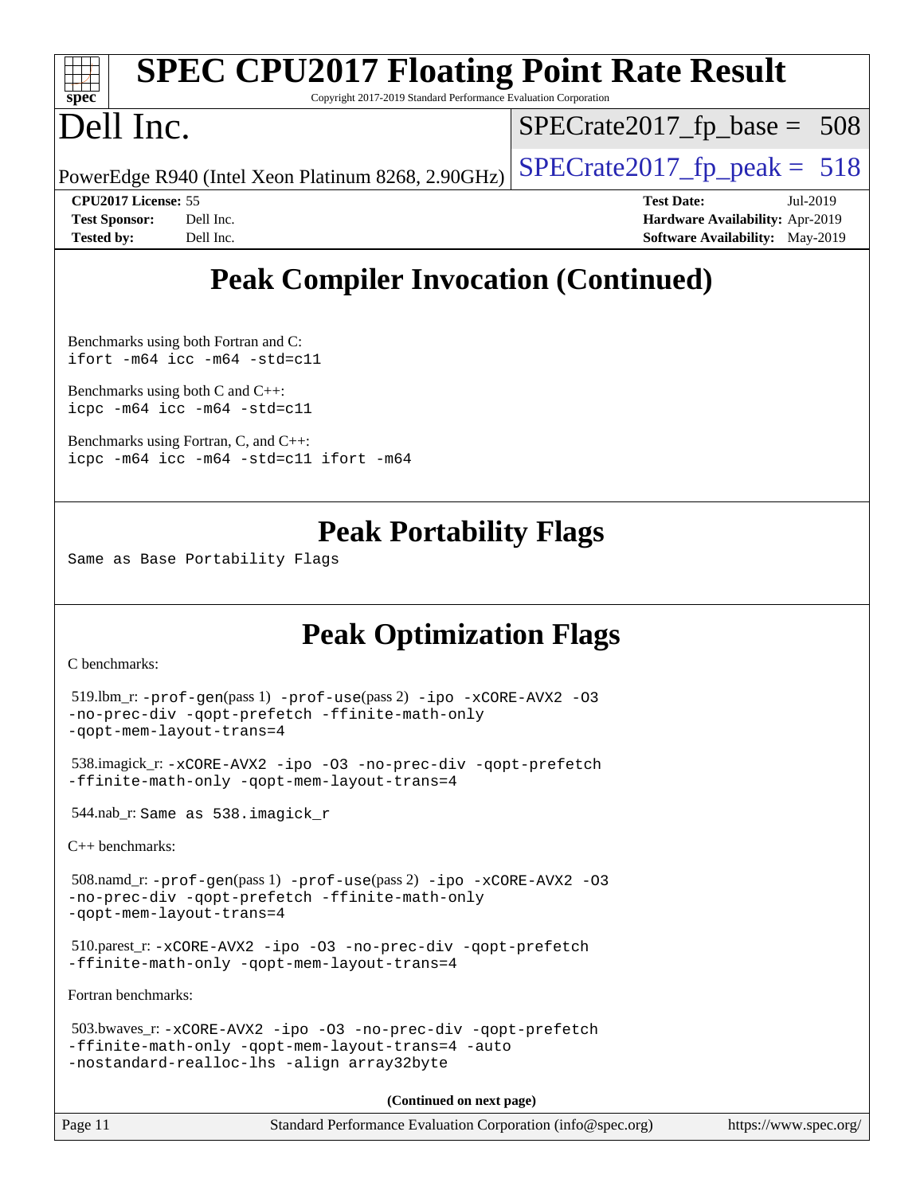# Peak Compiler Invocation (Continued)

Benchmarks using both Fortran and C:
```
ifort -m64 icc -m64 -std=c11
```

Benchmarks using both C and C++:
```
icpc -m64 icc -m64 -std=c11
```

Benchmarks using Fortran, C, and C++:
```
icpc -m64 icc -m64 -std=c11 ifort -m64
```

# Peak Portability Flags

Same as Base Portability Flags

# Peak Optimization Flags

C benchmarks:

519.lbm_r: `-prof-gen`(pass 1) `-prof-use`(pass 2) `-ipo -xCORE-AVX2 -O3 -no-prec-div -qopt-prefetch -ffinite-math-only -qopt-mem-layout-trans=4`

538.imagick_r: `-xCORE-AVX2 -ipo -O3 -no-prec-div -qopt-prefetch -ffinite-math-only -qopt-mem-layout-trans=4`

544.nab_r: Same as 538.imagick_r

C++ benchmarks:

508.namd_r: `-prof-gen`(pass 1) `-prof-use`(pass 2) `-ipo -xCORE-AVX2 -O3 -no-prec-div -qopt-prefetch -ffinite-math-only -qopt-mem-layout-trans=4`

510.parest_r: `-xCORE-AVX2 -ipo -O3 -no-prec-div -qopt-prefetch -ffinite-math-only -qopt-mem-layout-trans=4`

Fortran benchmarks:

503.bwaves_r: `-xCORE-AVX2 -ipo -O3 -no-prec-div -qopt-prefetch -ffinite-math-only -qopt-mem-layout-trans=4 -auto -nostandard-realloc-lhs -align array32byte`

**(Continued on next page)**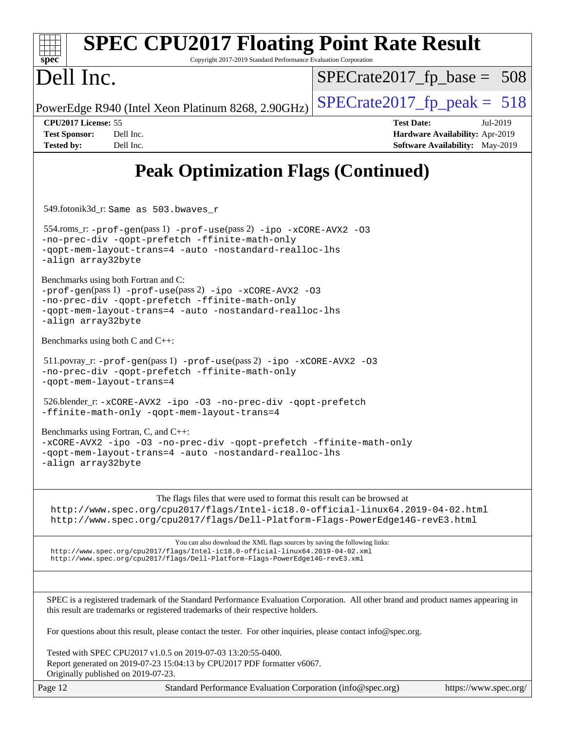# Peak Optimization Flags (Continued)

549.fotonik3d_r: Same as 503.bwaves_r

554.roms_r: -prof-gen(pass 1) -prof-use(pass 2) -ipo -xCORE-AVX2 -O3 -no-prec-div -qopt-prefetch -ffinite-math-only -qopt-mem-layout-trans=4 -auto -nostandard-realloc-lhs -align array32byte

Benchmarks using both Fortran and C:
-prof-gen(pass 1) -prof-use(pass 2) -ipo -xCORE-AVX2 -O3 -no-prec-div -qopt-prefetch -ffinite-math-only -qopt-mem-layout-trans=4 -auto -nostandard-realloc-lhs -align array32byte

Benchmarks using both C and C++:

511.povray_r: -prof-gen(pass 1) -prof-use(pass 2) -ipo -xCORE-AVX2 -O3 -no-prec-div -qopt-prefetch -ffinite-math-only -qopt-mem-layout-trans=4

526.blender_r: -xCORE-AVX2 -ipo -O3 -no-prec-div -qopt-prefetch -ffinite-math-only -qopt-mem-layout-trans=4

Benchmarks using Fortran, C, and C++:
-xCORE-AVX2 -ipo -O3 -no-prec-div -qopt-prefetch -ffinite-math-only -qopt-mem-layout-trans=4 -auto -nostandard-realloc-lhs -align array32byte

The flags files that were used to format this result can be browsed at
http://www.spec.org/cpu2017/flags/Intel-ic18.0-official-linux64.2019-04-02.html
http://www.spec.org/cpu2017/flags/Dell-Platform-Flags-PowerEdge14G-revE3.html

You can also download the XML flags sources by saving the following links:
http://www.spec.org/cpu2017/flags/Intel-ic18.0-official-linux64.2019-04-02.xml
http://www.spec.org/cpu2017/flags/Dell-Platform-Flags-PowerEdge14G-revE3.xml

SPEC is a registered trademark of the Standard Performance Evaluation Corporation. All other brand and product names appearing in this result are trademarks or registered trademarks of their respective holders.

For questions about this result, please contact the tester. For other inquiries, please contact info@spec.org.

Tested with SPEC CPU2017 v1.0.5 on 2019-07-03 13:20:55-0400.
Report generated on 2019-07-23 15:04:13 by CPU2017 PDF formatter v6067.
Originally published on 2019-07-23.